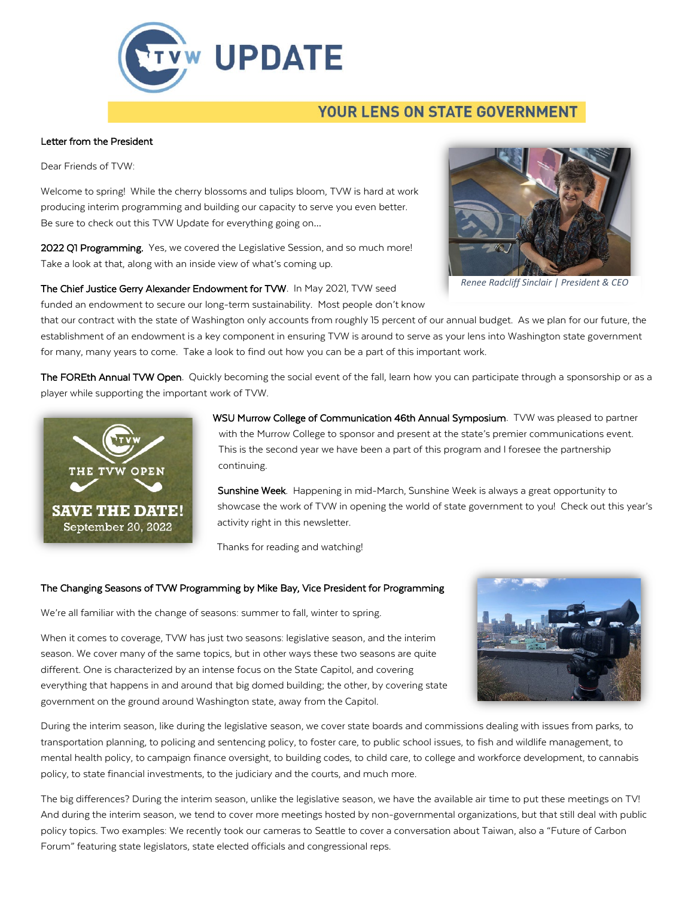# TVW UPDATE

YOUR LENS ON STATE GOVERNMENT

## Letter from the President

Dear Friends of TVW:

Welcome to spring! While the cherry blossoms and tulips bloom, TVW is hard at work producing interim programming and building our capacity to serve you even better. Be sure to check out this TVW Update for everything going on…

**2022 Q1 Programming.** Yes, we covered the Legislative Session, and so much more! Take a look at that, along with an inside view of what's coming up.

*Renee Radcliff Sinclair | President & CEO*

**The Chief Justice Gerry Alexander Endowment for TVW**. In May 2021, TVW seed funded an endowment to secure our long-term sustainability. Most people don't know that our contract with the state of Washington only accounts from roughly 15 percent of our annual budget. As we plan for our future, the establishment of an endowment is a key component in ensuring TVW is around to serve as your lens into Washington state government for many, many years to come. Take a look to find out how you can be a part of this important work.

**The FOREth Annual TVW Open**. Quickly becoming the social event of the fall, learn how you can participate through a sponsorship or as a player while supporting the important work of TVW.

THE TVW OPEN
SAVE THE DATE!
September 20, 2022

**WSU Murrow College of Communication 46th Annual Symposium**. TVW was pleased to partner with the Murrow College to sponsor and present at the state's premier communications event. This is the second year we have been a part of this program and I foresee the partnership continuing.

**Sunshine Week**. Happening in mid-March, Sunshine Week is always a great opportunity to showcase the work of TVW in opening the world of state government to you! Check out this year's activity right in this newsletter.

Thanks for reading and watching!

## The Changing Seasons of TVW Programming by Mike Bay, Vice President for Programming

We're all familiar with the change of seasons: summer to fall, winter to spring.

When it comes to coverage, TVW has just two seasons: legislative season, and the interim season. We cover many of the same topics, but in other ways these two seasons are quite different. One is characterized by an intense focus on the State Capitol, and covering everything that happens in and around that big domed building; the other, by covering state government on the ground around Washington state, away from the Capitol.

During the interim season, like during the legislative season, we cover state boards and commissions dealing with issues from parks, to transportation planning, to policing and sentencing policy, to foster care, to public school issues, to fish and wildlife management, to mental health policy, to campaign finance oversight, to building codes, to child care, to college and workforce development, to cannabis policy, to state financial investments, to the judiciary and the courts, and much more.

The big differences? During the interim season, unlike the legislative season, we have the available air time to put these meetings on TV! And during the interim season, we tend to cover more meetings hosted by non-governmental organizations, but that still deal with public policy topics. Two examples: We recently took our cameras to Seattle to cover a conversation about Taiwan, also a "Future of Carbon Forum" featuring state legislators, state elected officials and congressional reps.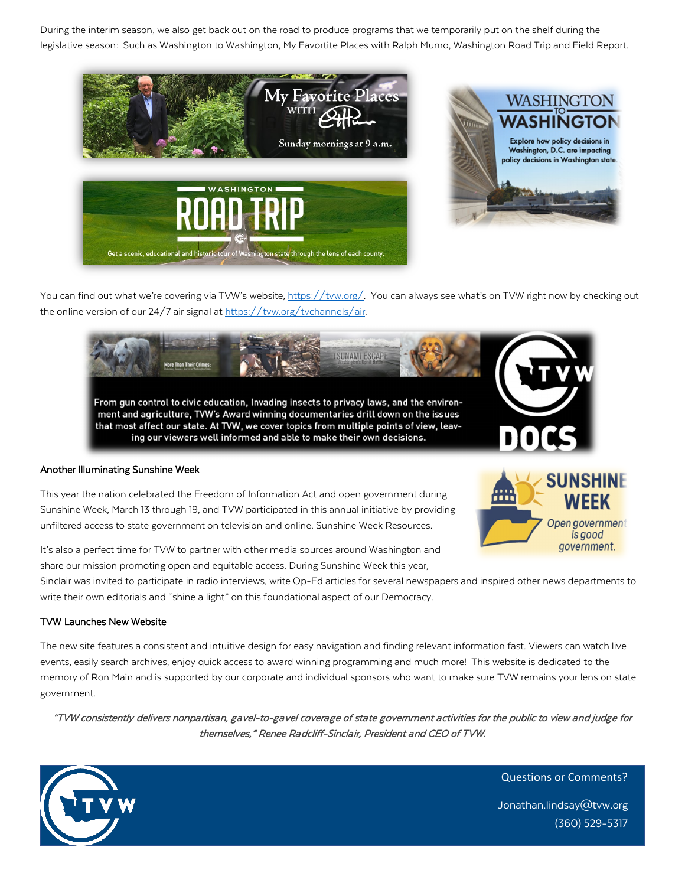During the interim season, we also get back out on the road to produce programs that we temporarily put on the shelf during the legislative season: Such as Washington to Washington, My Favorite Places with Ralph Munro, Washington Road Trip and Field Report.

You can find out what we're covering via TVW's website, https://tvw.org/. You can always see what's on TVW right now by checking out the online version of our 24/7 air signal at https://tvw.org/tvchannels/air.

#### Another Illuminating Sunshine Week

This year the nation celebrated the Freedom of Information Act and open government during Sunshine Week, March 13 through 19, and TVW participated in this annual initiative by providing unfiltered access to state government on television and online. Sunshine Week Resources.

It's also a perfect time for TVW to partner with other media sources around Washington and share our mission promoting open and equitable access. During Sunshine Week this year, Sinclair was invited to participate in radio interviews, write Op-Ed articles for several newspapers and inspired other news departments to write their own editorials and "shine a light" on this foundational aspect of our Democracy.

#### TVW Launches New Website

The new site features a consistent and intuitive design for easy navigation and finding relevant information fast. Viewers can watch live events, easily search archives, enjoy quick access to award winning programming and much more! This website is dedicated to the memory of Ron Main and is supported by our corporate and individual sponsors who want to make sure TVW remains your lens on state government.

*"TVW consistently delivers nonpartisan, gavel-to-gavel coverage of state government activities for the public to view and judge for themselves," Renee Radcliff-Sinclair, President and CEO of TVW.*

Questions or Comments?

Jonathan.lindsay@tvw.org
(360) 529-5317